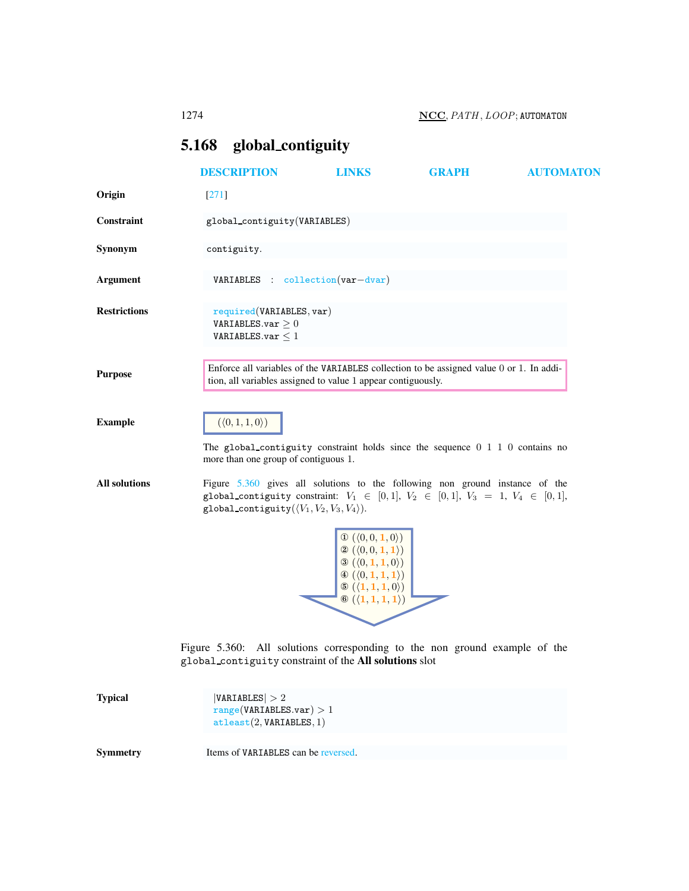## 5.168 global_contiguity

DESCRIPTION LINKS GRAPH AUTOMATON

**Origin** [271]

**Constraint** `global_contiguity(VARIABLES)`

**Synonym** `contiguity`.

**Argument** `VARIABLES : collection(var−dvar)`

**Restrictions**
`required(VARIABLES, var)`
$\texttt{VARIABLES.var} \geq 0$
$\texttt{VARIABLES.var} \leq 1$

**Purpose** Enforce all variables of the `VARIABLES` collection to be assigned value 0 or 1. In addition, all variables assigned to value 1 appear contiguously.

**Example** $(\langle 0, 1, 1, 0 \rangle)$

The `global_contiguity` constraint holds since the sequence 0 1 1 0 contains no more than one group of contiguous 1.

**All solutions** Figure 5.360 gives all solutions to the following non ground instance of the `global_contiguity` constraint: $V_1 \in [0,1]$, $V_2 \in [0,1]$, $V_3 = 1$, $V_4 \in [0,1]$, `global_contiguity`$(\langle V_1, V_2, V_3, V_4 \rangle)$.

① $(\langle 0, 0, 1, 0 \rangle)$
② $(\langle 0, 0, 1, 1 \rangle)$
③ $(\langle 0, 1, 1, 0 \rangle)$
④ $(\langle 0, 1, 1, 1 \rangle)$
⑤ $(\langle 1, 1, 1, 0 \rangle)$
⑥ $(\langle 1, 1, 1, 1 \rangle)$

Figure 5.360: All solutions corresponding to the non ground example of the `global_contiguity` constraint of the **All solutions** slot

**Typical**
$|\texttt{VARIABLES}| > 2$
`range(VARIABLES.var)` $> 1$
`atleast(2, VARIABLES, 1)`

**Symmetry** Items of `VARIABLES` can be reversed.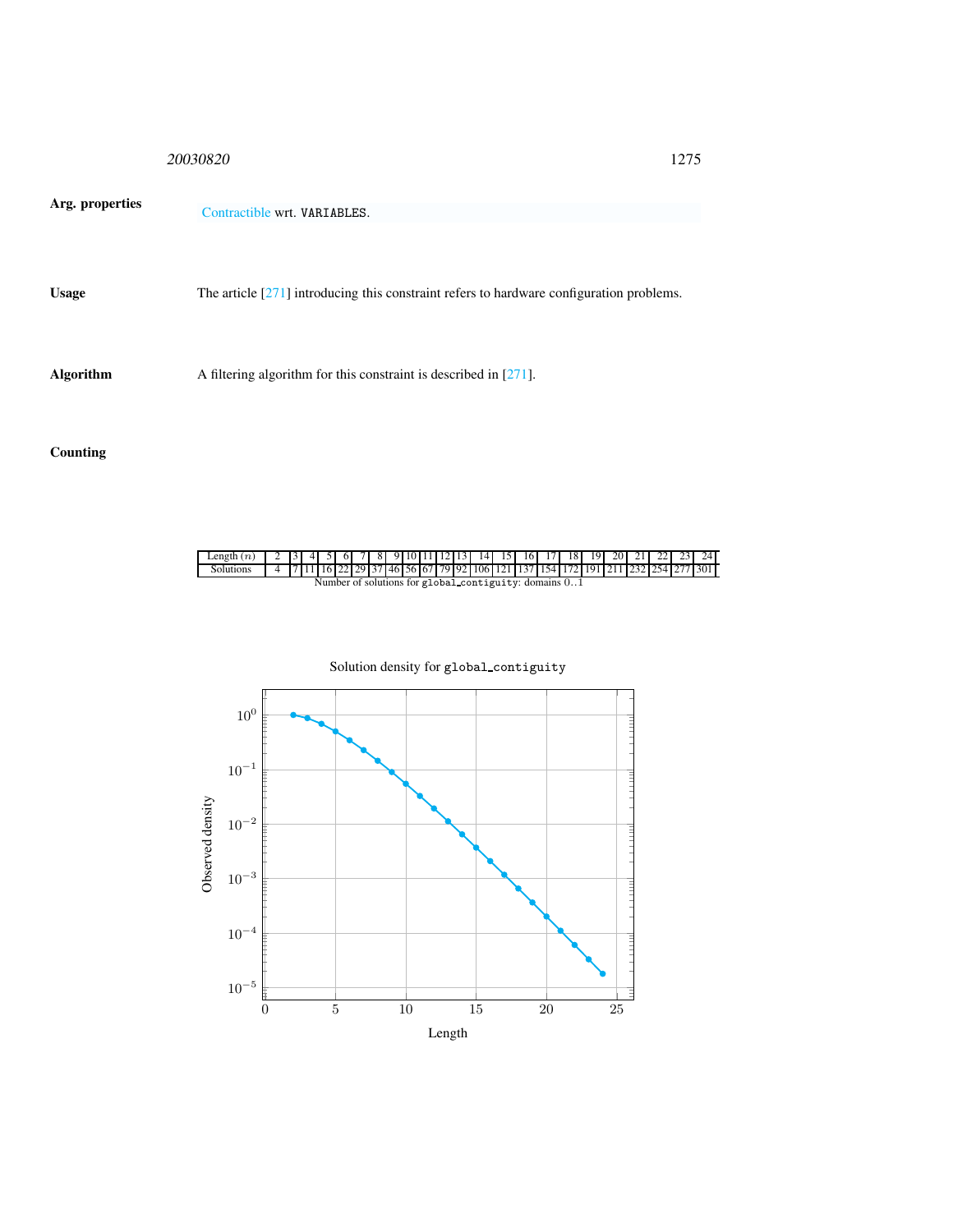**Arg. properties**

Contractible wrt. VARIABLES.

**Usage**

The article [271] introducing this constraint refers to hardware configuration problems.

**Algorithm**

A filtering algorithm for this constraint is described in [271].

**Counting**

| Length ($n$) | 2 | 3 | 4 | 5 | 6 | 7 | 8 | 9 | 10 | 11 | 12 | 13 | 14 | 15 | 16 | 17 | 18 | 19 | 20 | 21 | 22 | 23 | 24 |
|---|---|---|---|---|---|---|---|---|---|---|---|---|---|---|---|---|---|---|---|---|---|---|---|
| Solutions | 4 | 7 | 11 | 16 | 22 | 29 | 37 | 46 | 56 | 67 | 79 | 92 | 106 | 121 | 137 | 154 | 172 | 191 | 211 | 232 | 254 | 277 | 301 |

Number of solutions for global_contiguity: domains $0..1$

Solution density for global_contiguity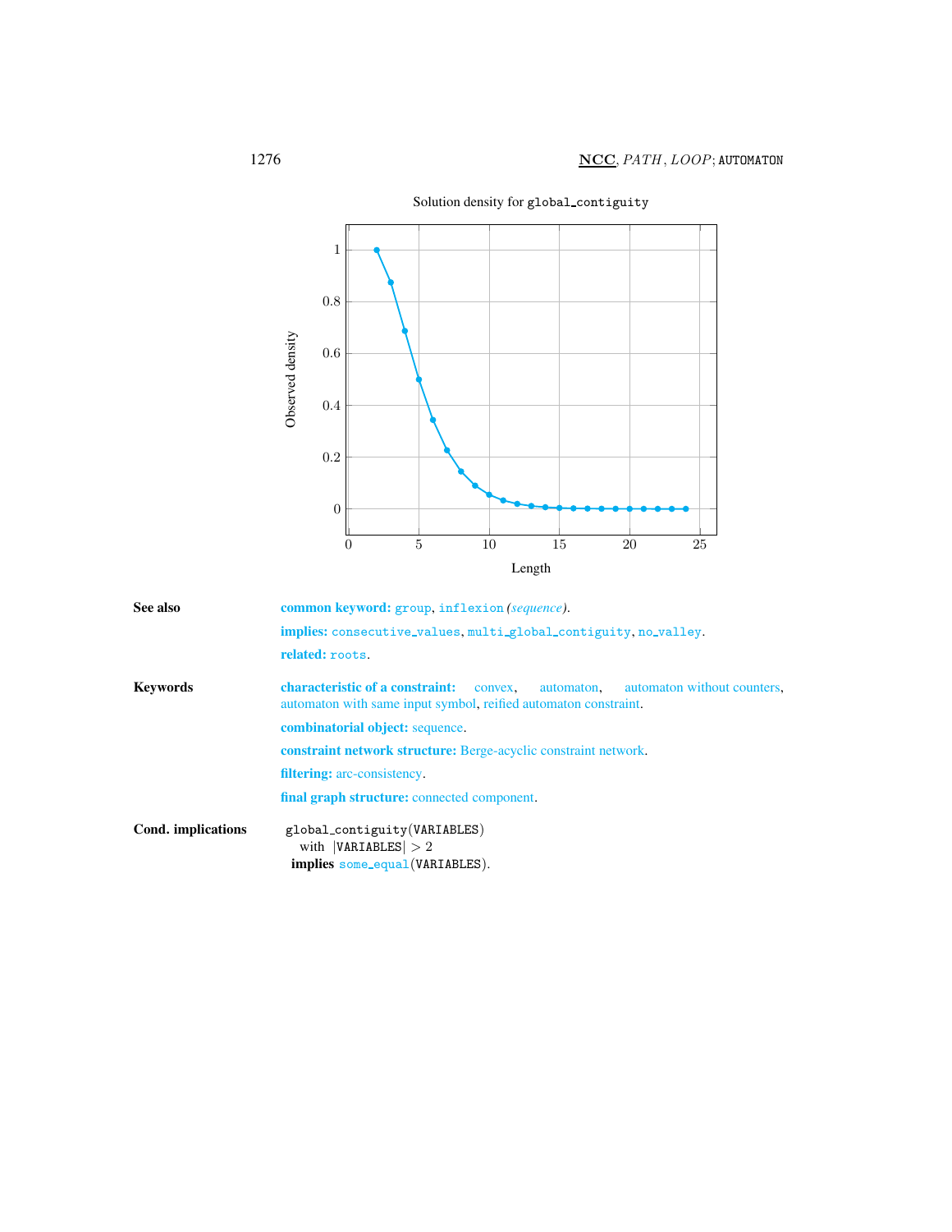Solution density for `global_contiguity`

| Section | Content |
|---|---|
| **See also** | **common keyword:** `group`, `inflexion` *(sequence)*. |
| | **implies:** `consecutive_values`, `multi_global_contiguity`, `no_valley`. |
| | **related:** `roots`. |
| **Keywords** | **characteristic of a constraint:** convex, automaton, automaton without counters, automaton with same input symbol, reified automaton constraint. |
| | **combinatorial object:** sequence. |
| | **constraint network structure:** Berge-acyclic constraint network. |
| | **filtering:** arc-consistency. |
| | **final graph structure:** connected component. |
| **Cond. implications** | `global_contiguity(VARIABLES)` with $\vert\texttt{VARIABLES}\vert > 2$ **implies** `some_equal(VARIABLES)`. |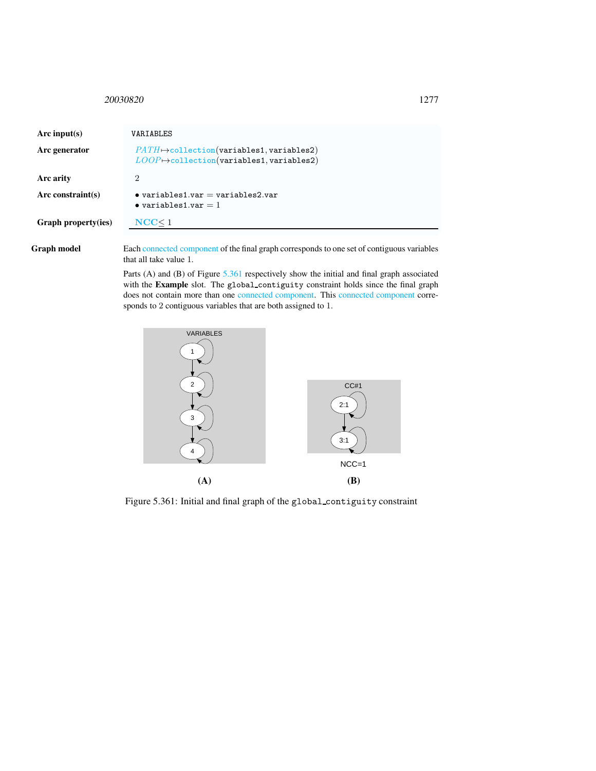| | |
|---|---|
| **Arc input(s)** | VARIABLES |
| **Arc generator** | *PATH* ↦ collection(variables1, variables2)<br>*LOOP* ↦ collection(variables1, variables2) |
| **Arc arity** | 2 |
| **Arc constraint(s)** | • variables1.var = variables2.var<br>• variables1.var = 1 |
| **Graph property(ies)** | **NCC** ≤ 1 |

**Graph model**

Each connected component of the final graph corresponds to one set of contiguous variables that all take value 1.

Parts (A) and (B) of Figure 5.361 respectively show the initial and final graph associated with the **Example** slot. The global_contiguity constraint holds since the final graph does not contain more than one connected component. This connected component corresponds to 2 contiguous variables that are both assigned to 1.

Figure 5.361: Initial and final graph of the global_contiguity constraint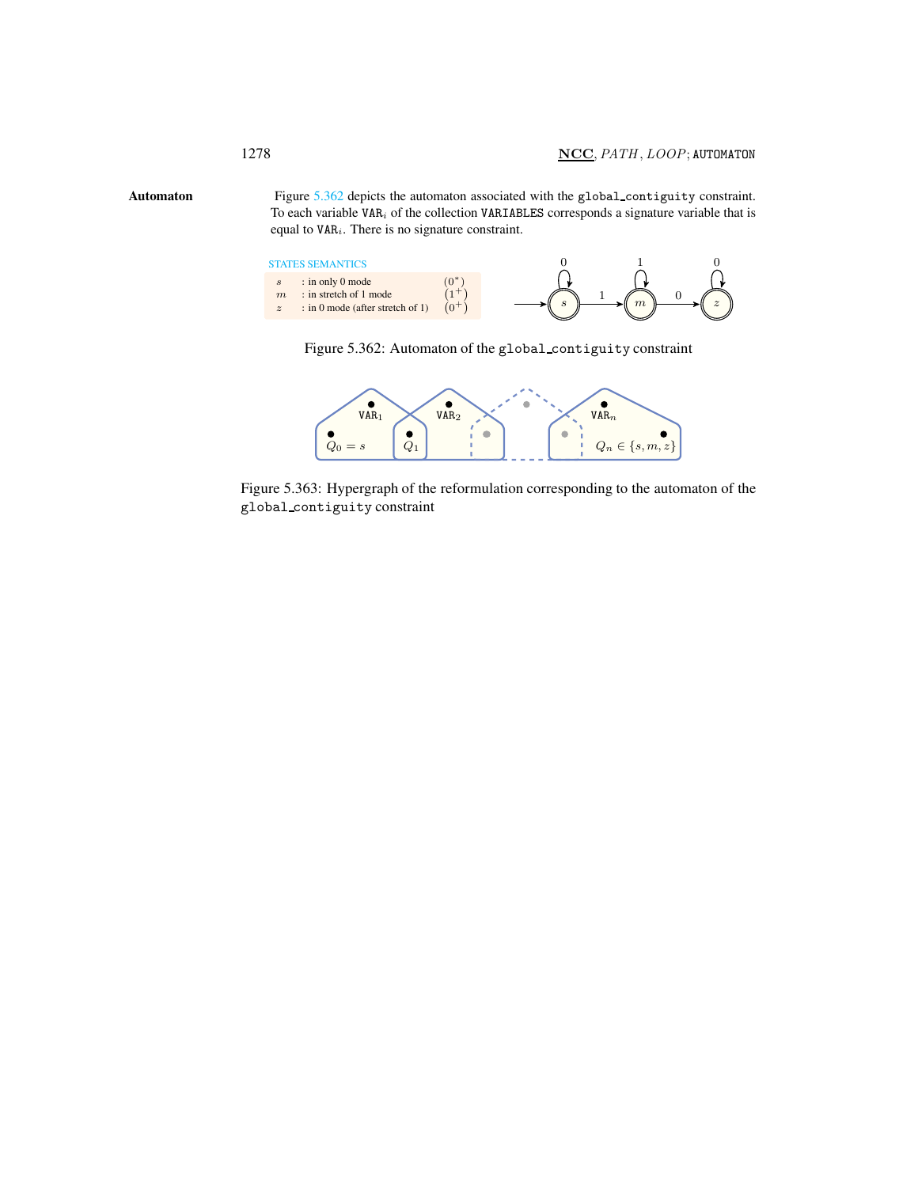## Automaton

Figure 5.362 depicts the automaton associated with the `global_contiguity` constraint. To each variable $\texttt{VAR}_i$ of the collection `VARIABLES` corresponds a signature variable that is equal to $\texttt{VAR}_i$. There is no signature constraint.

STATES SEMANTICS

| | | |
|---|---|---|
| $s$ | : in only 0 mode | $(0^*)$ |
| $m$ | : in stretch of 1 mode | $(1^+)$ |
| $z$ | : in 0 mode (after stretch of 1) | $(0^+)$ |

Figure 5.362: Automaton of the `global_contiguity` constraint

Figure 5.363: Hypergraph of the reformulation corresponding to the automaton of the `global_contiguity` constraint